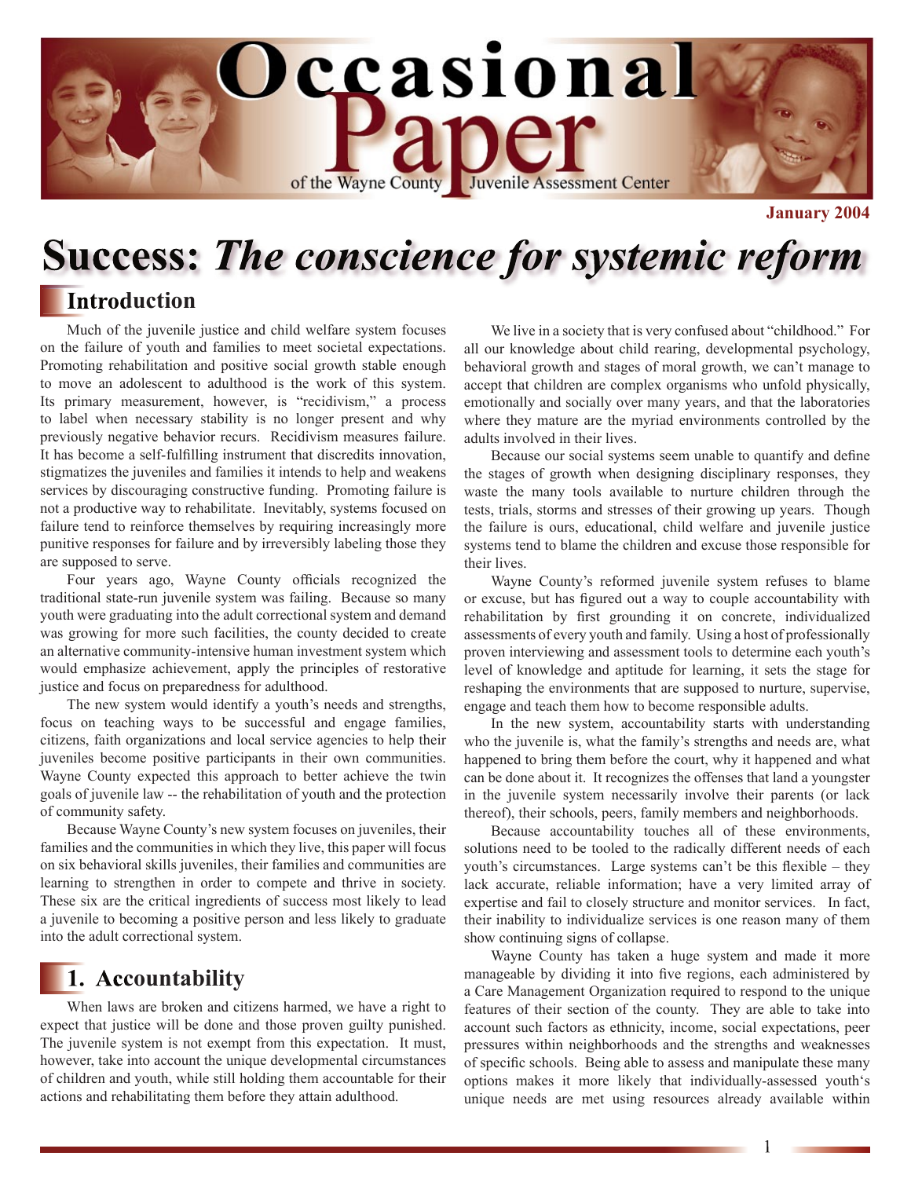# Occasional Paper of the Wayne County Juvenile Assessment Center

January 2004

# Success: *The conscience for systemic reform*

## Introduction

Much of the juvenile justice and child welfare system focuses on the failure of youth and families to meet societal expectations. Promoting rehabilitation and positive social growth stable enough to move an adolescent to adulthood is the work of this system. Its primary measurement, however, is "recidivism," a process to label when necessary stability is no longer present and why previously negative behavior recurs. Recidivism measures failure. It has become a self-fulfilling instrument that discredits innovation, stigmatizes the juveniles and families it intends to help and weakens services by discouraging constructive funding. Promoting failure is not a productive way to rehabilitate. Inevitably, systems focused on failure tend to reinforce themselves by requiring increasingly more punitive responses for failure and by irreversibly labeling those they are supposed to serve.

Four years ago, Wayne County officials recognized the traditional state-run juvenile system was failing. Because so many youth were graduating into the adult correctional system and demand was growing for more such facilities, the county decided to create an alternative community-intensive human investment system which would emphasize achievement, apply the principles of restorative justice and focus on preparedness for adulthood.

The new system would identify a youth's needs and strengths, focus on teaching ways to be successful and engage families, citizens, faith organizations and local service agencies to help their juveniles become positive participants in their own communities. Wayne County expected this approach to better achieve the twin goals of juvenile law -- the rehabilitation of youth and the protection of community safety.

Because Wayne County's new system focuses on juveniles, their families and the communities in which they live, this paper will focus on six behavioral skills juveniles, their families and communities are learning to strengthen in order to compete and thrive in society. These six are the critical ingredients of success most likely to lead a juvenile to becoming a positive person and less likely to graduate into the adult correctional system.

## 1. Accountability

When laws are broken and citizens harmed, we have a right to expect that justice will be done and those proven guilty punished. The juvenile system is not exempt from this expectation. It must, however, take into account the unique developmental circumstances of children and youth, while still holding them accountable for their actions and rehabilitating them before they attain adulthood.

We live in a society that is very confused about "childhood." For all our knowledge about child rearing, developmental psychology, behavioral growth and stages of moral growth, we can't manage to accept that children are complex organisms who unfold physically, emotionally and socially over many years, and that the laboratories where they mature are the myriad environments controlled by the adults involved in their lives.

Because our social systems seem unable to quantify and define the stages of growth when designing disciplinary responses, they waste the many tools available to nurture children through the tests, trials, storms and stresses of their growing up years. Though the failure is ours, educational, child welfare and juvenile justice systems tend to blame the children and excuse those responsible for their lives.

Wayne County's reformed juvenile system refuses to blame or excuse, but has figured out a way to couple accountability with rehabilitation by first grounding it on concrete, individualized assessments of every youth and family. Using a host of professionally proven interviewing and assessment tools to determine each youth's level of knowledge and aptitude for learning, it sets the stage for reshaping the environments that are supposed to nurture, supervise, engage and teach them how to become responsible adults.

In the new system, accountability starts with understanding who the juvenile is, what the family's strengths and needs are, what happened to bring them before the court, why it happened and what can be done about it. It recognizes the offenses that land a youngster in the juvenile system necessarily involve their parents (or lack thereof), their schools, peers, family members and neighborhoods.

Because accountability touches all of these environments, solutions need to be tooled to the radically different needs of each youth's circumstances. Large systems can't be this flexible – they lack accurate, reliable information; have a very limited array of expertise and fail to closely structure and monitor services. In fact, their inability to individualize services is one reason many of them show continuing signs of collapse.

Wayne County has taken a huge system and made it more manageable by dividing it into five regions, each administered by a Care Management Organization required to respond to the unique features of their section of the county. They are able to take into account such factors as ethnicity, income, social expectations, peer pressures within neighborhoods and the strengths and weaknesses of specific schools. Being able to assess and manipulate these many options makes it more likely that individually-assessed youth's unique needs are met using resources already available within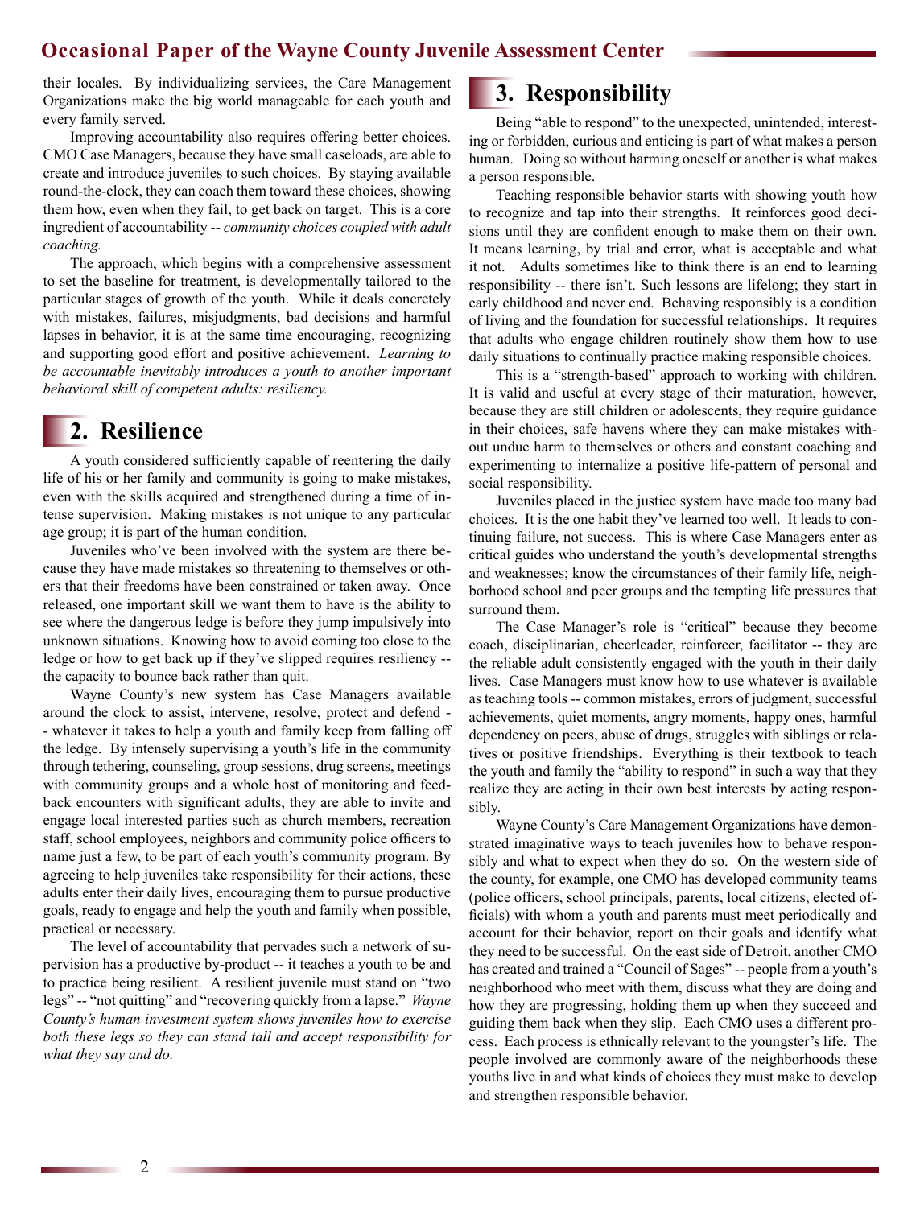their locales. By individualizing services, the Care Management Organizations make the big world manageable for each youth and every family served.

Improving accountability also requires offering better choices. CMO Case Managers, because they have small caseloads, are able to create and introduce juveniles to such choices. By staying available round-the-clock, they can coach them toward these choices, showing them how, even when they fail, to get back on target. This is a core ingredient of accountability -- *community choices coupled with adult coaching.*

The approach, which begins with a comprehensive assessment to set the baseline for treatment, is developmentally tailored to the particular stages of growth of the youth. While it deals concretely with mistakes, failures, misjudgments, bad decisions and harmful lapses in behavior, it is at the same time encouraging, recognizing and supporting good effort and positive achievement. *Learning to be accountable inevitably introduces a youth to another important behavioral skill of competent adults: resiliency.*

## 2. Resilience

A youth considered sufficiently capable of reentering the daily life of his or her family and community is going to make mistakes, even with the skills acquired and strengthened during a time of intense supervision. Making mistakes is not unique to any particular age group; it is part of the human condition.

Juveniles who've been involved with the system are there because they have made mistakes so threatening to themselves or others that their freedoms have been constrained or taken away. Once released, one important skill we want them to have is the ability to see where the dangerous ledge is before they jump impulsively into unknown situations. Knowing how to avoid coming too close to the ledge or how to get back up if they've slipped requires resiliency -- the capacity to bounce back rather than quit.

Wayne County's new system has Case Managers available around the clock to assist, intervene, resolve, protect and defend -- whatever it takes to help a youth and family keep from falling off the ledge. By intensely supervising a youth's life in the community through tethering, counseling, group sessions, drug screens, meetings with community groups and a whole host of monitoring and feedback encounters with significant adults, they are able to invite and engage local interested parties such as church members, recreation staff, school employees, neighbors and community police officers to name just a few, to be part of each youth's community program. By agreeing to help juveniles take responsibility for their actions, these adults enter their daily lives, encouraging them to pursue productive goals, ready to engage and help the youth and family when possible, practical or necessary.

The level of accountability that pervades such a network of supervision has a productive by-product -- it teaches a youth to be and to practice being resilient. A resilient juvenile must stand on "two legs" -- "not quitting" and "recovering quickly from a lapse." *Wayne County's human investment system shows juveniles how to exercise both these legs so they can stand tall and accept responsibility for what they say and do.*

## 3. Responsibility

Being "able to respond" to the unexpected, unintended, interesting or forbidden, curious and enticing is part of what makes a person human. Doing so without harming oneself or another is what makes a person responsible.

Teaching responsible behavior starts with showing youth how to recognize and tap into their strengths. It reinforces good decisions until they are confident enough to make them on their own. It means learning, by trial and error, what is acceptable and what it not. Adults sometimes like to think there is an end to learning responsibility -- there isn't. Such lessons are lifelong; they start in early childhood and never end. Behaving responsibly is a condition of living and the foundation for successful relationships. It requires that adults who engage children routinely show them how to use daily situations to continually practice making responsible choices.

This is a "strength-based" approach to working with children. It is valid and useful at every stage of their maturation, however, because they are still children or adolescents, they require guidance in their choices, safe havens where they can make mistakes without undue harm to themselves or others and constant coaching and experimenting to internalize a positive life-pattern of personal and social responsibility.

Juveniles placed in the justice system have made too many bad choices. It is the one habit they've learned too well. It leads to continuing failure, not success. This is where Case Managers enter as critical guides who understand the youth's developmental strengths and weaknesses; know the circumstances of their family life, neighborhood school and peer groups and the tempting life pressures that surround them.

The Case Manager's role is "critical" because they become coach, disciplinarian, cheerleader, reinforcer, facilitator -- they are the reliable adult consistently engaged with the youth in their daily lives. Case Managers must know how to use whatever is available as teaching tools -- common mistakes, errors of judgment, successful achievements, quiet moments, angry moments, happy ones, harmful dependency on peers, abuse of drugs, struggles with siblings or relatives or positive friendships. Everything is their textbook to teach the youth and family the "ability to respond" in such a way that they realize they are acting in their own best interests by acting responsibly.

Wayne County's Care Management Organizations have demonstrated imaginative ways to teach juveniles how to behave responsibly and what to expect when they do so. On the western side of the county, for example, one CMO has developed community teams (police officers, school principals, parents, local citizens, elected officials) with whom a youth and parents must meet periodically and account for their behavior, report on their goals and identify what they need to be successful. On the east side of Detroit, another CMO has created and trained a "Council of Sages" -- people from a youth's neighborhood who meet with them, discuss what they are doing and how they are progressing, holding them up when they succeed and guiding them back when they slip. Each CMO uses a different process. Each process is ethnically relevant to the youngster's life. The people involved are commonly aware of the neighborhoods these youths live in and what kinds of choices they must make to develop and strengthen responsible behavior.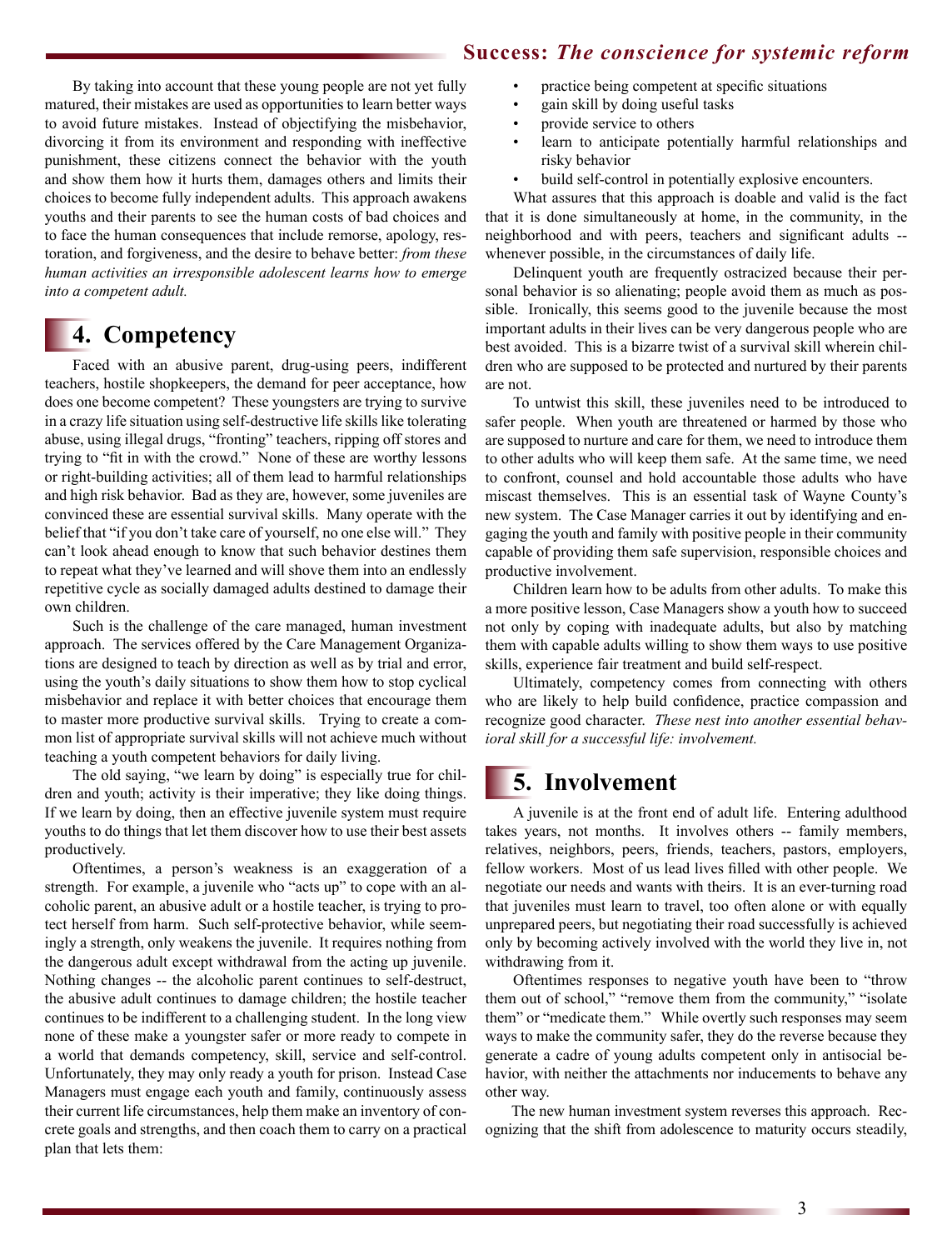By taking into account that these young people are not yet fully matured, their mistakes are used as opportunities to learn better ways to avoid future mistakes. Instead of objectifying the misbehavior, divorcing it from its environment and responding with ineffective punishment, these citizens connect the behavior with the youth and show them how it hurts them, damages others and limits their choices to become fully independent adults. This approach awakens youths and their parents to see the human costs of bad choices and to face the human consequences that include remorse, apology, restoration, and forgiveness, and the desire to behave better: *from these human activities an irresponsible adolescent learns how to emerge into a competent adult.*

## 4. Competency

Faced with an abusive parent, drug-using peers, indifferent teachers, hostile shopkeepers, the demand for peer acceptance, how does one become competent? These youngsters are trying to survive in a crazy life situation using self-destructive life skills like tolerating abuse, using illegal drugs, "fronting" teachers, ripping off stores and trying to "fit in with the crowd." None of these are worthy lessons or right-building activities; all of them lead to harmful relationships and high risk behavior. Bad as they are, however, some juveniles are convinced these are essential survival skills. Many operate with the belief that "if you don't take care of yourself, no one else will." They can't look ahead enough to know that such behavior destines them to repeat what they've learned and will shove them into an endlessly repetitive cycle as socially damaged adults destined to damage their own children.

Such is the challenge of the care managed, human investment approach. The services offered by the Care Management Organizations are designed to teach by direction as well as by trial and error, using the youth's daily situations to show them how to stop cyclical misbehavior and replace it with better choices that encourage them to master more productive survival skills. Trying to create a common list of appropriate survival skills will not achieve much without teaching a youth competent behaviors for daily living.

The old saying, "we learn by doing" is especially true for children and youth; activity is their imperative; they like doing things. If we learn by doing, then an effective juvenile system must require youths to do things that let them discover how to use their best assets productively.

Oftentimes, a person's weakness is an exaggeration of a strength. For example, a juvenile who "acts up" to cope with an alcoholic parent, an abusive adult or a hostile teacher, is trying to protect herself from harm. Such self-protective behavior, while seemingly a strength, only weakens the juvenile. It requires nothing from the dangerous adult except withdrawal from the acting up juvenile. Nothing changes -- the alcoholic parent continues to self-destruct, the abusive adult continues to damage children; the hostile teacher continues to be indifferent to a challenging student. In the long view none of these make a youngster safer or more ready to compete in a world that demands competency, skill, service and self-control. Unfortunately, they may only ready a youth for prison. Instead Case Managers must engage each youth and family, continuously assess their current life circumstances, help them make an inventory of concrete goals and strengths, and then coach them to carry on a practical plan that lets them:

- practice being competent at specific situations
- gain skill by doing useful tasks
- provide service to others
- learn to anticipate potentially harmful relationships and risky behavior
- build self-control in potentially explosive encounters.

What assures that this approach is doable and valid is the fact that it is done simultaneously at home, in the community, in the neighborhood and with peers, teachers and significant adults -- whenever possible, in the circumstances of daily life.

Delinquent youth are frequently ostracized because their personal behavior is so alienating; people avoid them as much as possible. Ironically, this seems good to the juvenile because the most important adults in their lives can be very dangerous people who are best avoided. This is a bizarre twist of a survival skill wherein children who are supposed to be protected and nurtured by their parents are not.

To untwist this skill, these juveniles need to be introduced to safer people. When youth are threatened or harmed by those who are supposed to nurture and care for them, we need to introduce them to other adults who will keep them safe. At the same time, we need to confront, counsel and hold accountable those adults who have miscast themselves. This is an essential task of Wayne County's new system. The Case Manager carries it out by identifying and engaging the youth and family with positive people in their community capable of providing them safe supervision, responsible choices and productive involvement.

Children learn how to be adults from other adults. To make this a more positive lesson, Case Managers show a youth how to succeed not only by coping with inadequate adults, but also by matching them with capable adults willing to show them ways to use positive skills, experience fair treatment and build self-respect.

Ultimately, competency comes from connecting with others who are likely to help build confidence, practice compassion and recognize good character. *These nest into another essential behavioral skill for a successful life: involvement.*

## 5. Involvement

A juvenile is at the front end of adult life. Entering adulthood takes years, not months. It involves others -- family members, relatives, neighbors, peers, friends, teachers, pastors, employers, fellow workers. Most of us lead lives filled with other people. We negotiate our needs and wants with theirs. It is an ever-turning road that juveniles must learn to travel, too often alone or with equally unprepared peers, but negotiating their road successfully is achieved only by becoming actively involved with the world they live in, not withdrawing from it.

Oftentimes responses to negative youth have been to "throw them out of school," "remove them from the community," "isolate them" or "medicate them." While overtly such responses may seem ways to make the community safer, they do the reverse because they generate a cadre of young adults competent only in antisocial behavior, with neither the attachments nor inducements to behave any other way.

The new human investment system reverses this approach. Recognizing that the shift from adolescence to maturity occurs steadily,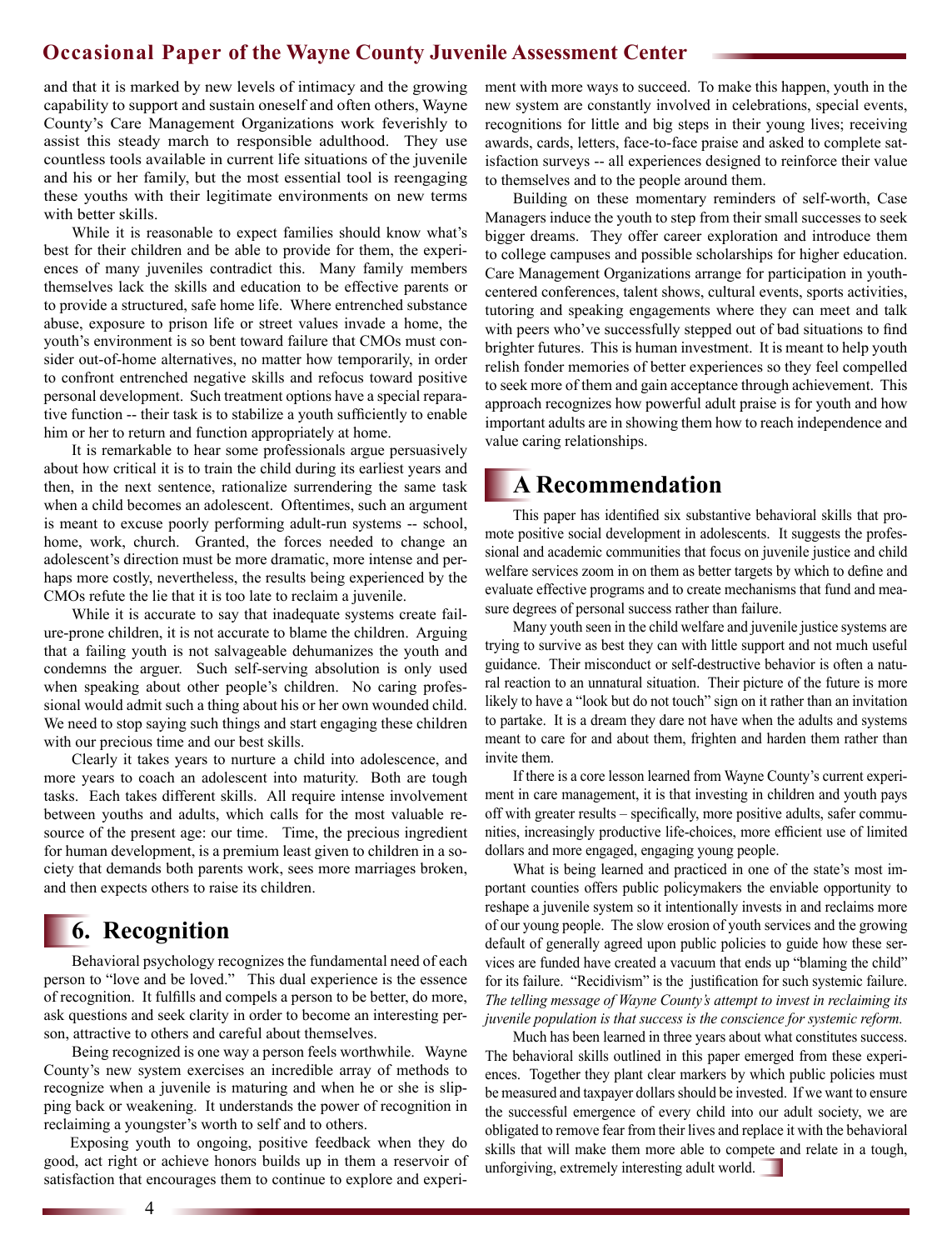and that it is marked by new levels of intimacy and the growing capability to support and sustain oneself and often others, Wayne County's Care Management Organizations work feverishly to assist this steady march to responsible adulthood. They use countless tools available in current life situations of the juvenile and his or her family, but the most essential tool is reengaging these youths with their legitimate environments on new terms with better skills.

While it is reasonable to expect families should know what's best for their children and be able to provide for them, the experiences of many juveniles contradict this. Many family members themselves lack the skills and education to be effective parents or to provide a structured, safe home life. Where entrenched substance abuse, exposure to prison life or street values invade a home, the youth's environment is so bent toward failure that CMOs must consider out-of-home alternatives, no matter how temporarily, in order to confront entrenched negative skills and refocus toward positive personal development. Such treatment options have a special reparative function -- their task is to stabilize a youth sufficiently to enable him or her to return and function appropriately at home.

It is remarkable to hear some professionals argue persuasively about how critical it is to train the child during its earliest years and then, in the next sentence, rationalize surrendering the same task when a child becomes an adolescent. Oftentimes, such an argument is meant to excuse poorly performing adult-run systems -- school, home, work, church. Granted, the forces needed to change an adolescent's direction must be more dramatic, more intense and perhaps more costly, nevertheless, the results being experienced by the CMOs refute the lie that it is too late to reclaim a juvenile.

While it is accurate to say that inadequate systems create failure-prone children, it is not accurate to blame the children. Arguing that a failing youth is not salvageable dehumanizes the youth and condemns the arguer. Such self-serving absolution is only used when speaking about other people's children. No caring professional would admit such a thing about his or her own wounded child. We need to stop saying such things and start engaging these children with our precious time and our best skills.

Clearly it takes years to nurture a child into adolescence, and more years to coach an adolescent into maturity. Both are tough tasks. Each takes different skills. All require intense involvement between youths and adults, which calls for the most valuable resource of the present age: our time. Time, the precious ingredient for human development, is a premium least given to children in a society that demands both parents work, sees more marriages broken, and then expects others to raise its children.

## 6. Recognition

Behavioral psychology recognizes the fundamental need of each person to "love and be loved." This dual experience is the essence of recognition. It fulfills and compels a person to be better, do more, ask questions and seek clarity in order to become an interesting person, attractive to others and careful about themselves.

Being recognized is one way a person feels worthwhile. Wayne County's new system exercises an incredible array of methods to recognize when a juvenile is maturing and when he or she is slipping back or weakening. It understands the power of recognition in reclaiming a youngster's worth to self and to others.

Exposing youth to ongoing, positive feedback when they do good, act right or achieve honors builds up in them a reservoir of satisfaction that encourages them to continue to explore and experiment with more ways to succeed. To make this happen, youth in the new system are constantly involved in celebrations, special events, recognitions for little and big steps in their young lives; receiving awards, cards, letters, face-to-face praise and asked to complete satisfaction surveys -- all experiences designed to reinforce their value to themselves and to the people around them.

Building on these momentary reminders of self-worth, Case Managers induce the youth to step from their small successes to seek bigger dreams. They offer career exploration and introduce them to college campuses and possible scholarships for higher education. Care Management Organizations arrange for participation in youth-centered conferences, talent shows, cultural events, sports activities, tutoring and speaking engagements where they can meet and talk with peers who've successfully stepped out of bad situations to find brighter futures. This is human investment. It is meant to help youth relish fonder memories of better experiences so they feel compelled to seek more of them and gain acceptance through achievement. This approach recognizes how powerful adult praise is for youth and how important adults are in showing them how to reach independence and value caring relationships.

## A Recommendation

This paper has identified six substantive behavioral skills that promote positive social development in adolescents. It suggests the professional and academic communities that focus on juvenile justice and child welfare services zoom in on them as better targets by which to define and evaluate effective programs and to create mechanisms that fund and measure degrees of personal success rather than failure.

Many youth seen in the child welfare and juvenile justice systems are trying to survive as best they can with little support and not much useful guidance. Their misconduct or self-destructive behavior is often a natural reaction to an unnatural situation. Their picture of the future is more likely to have a "look but do not touch" sign on it rather than an invitation to partake. It is a dream they dare not have when the adults and systems meant to care for and about them, frighten and harden them rather than invite them.

If there is a core lesson learned from Wayne County's current experiment in care management, it is that investing in children and youth pays off with greater results – specifically, more positive adults, safer communities, increasingly productive life-choices, more efficient use of limited dollars and more engaged, engaging young people.

What is being learned and practiced in one of the state's most important counties offers public policymakers the enviable opportunity to reshape a juvenile system so it intentionally invests in and reclaims more of our young people. The slow erosion of youth services and the growing default of generally agreed upon public policies to guide how these services are funded have created a vacuum that ends up "blaming the child" for its failure. "Recidivism" is the justification for such systemic failure. *The telling message of Wayne County's attempt to invest in reclaiming its juvenile population is that success is the conscience for systemic reform.*

Much has been learned in three years about what constitutes success. The behavioral skills outlined in this paper emerged from these experiences. Together they plant clear markers by which public policies must be measured and taxpayer dollars should be invested. If we want to ensure the successful emergence of every child into our adult society, we are obligated to remove fear from their lives and replace it with the behavioral skills that will make them more able to compete and relate in a tough, unforgiving, extremely interesting adult world.